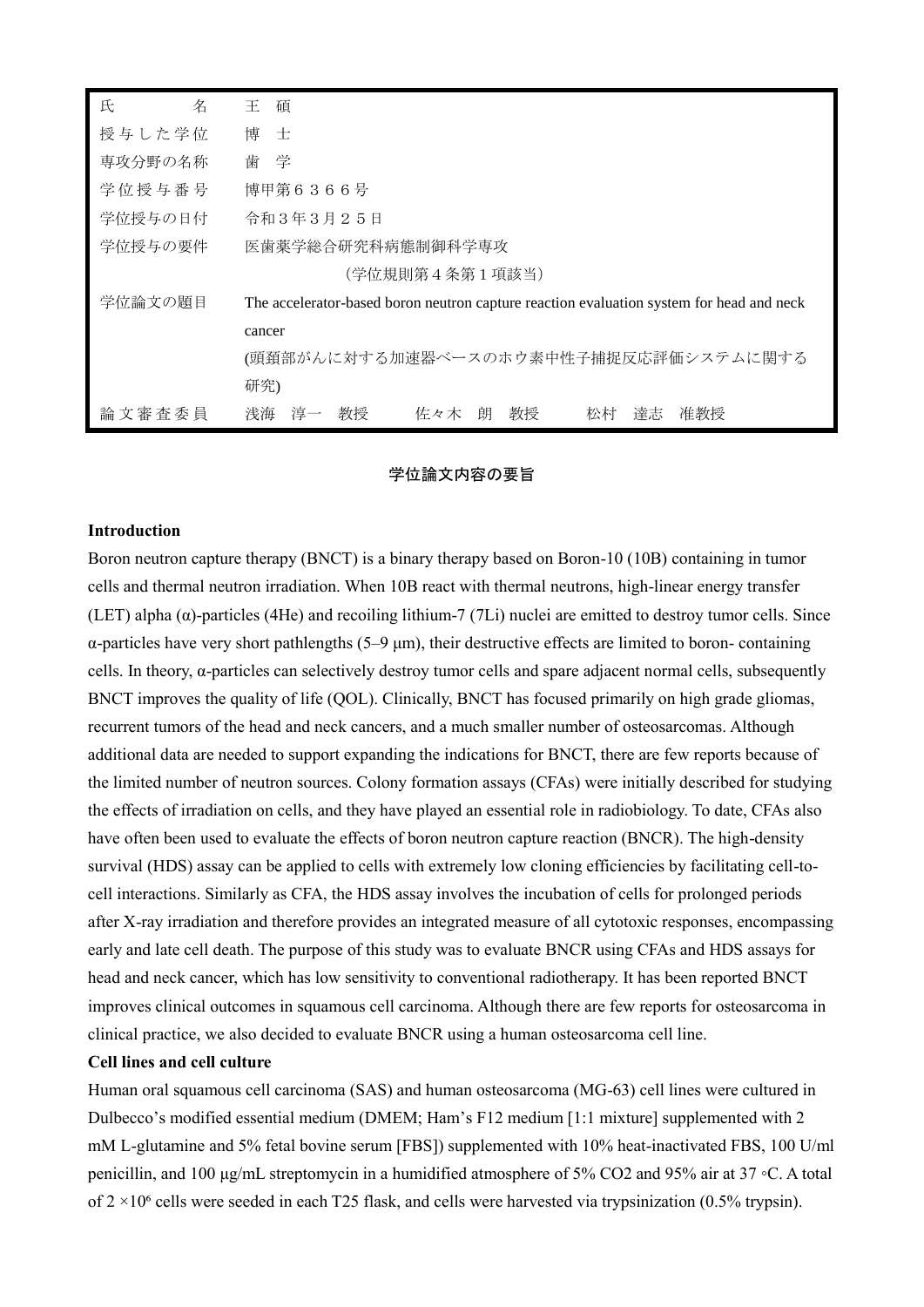| 氏　　　名 | 王　碩 |
|---|---|
| 授与した学位 | 博　士 |
| 専攻分野の名称 | 歯　学 |
| 学位授与番号 | 博甲第６３６６号 |
| 学位授与の日付 | 令和３年３月２５日 |
| 学位授与の要件 | 医歯薬学総合研究科病態制御科学専攻（学位規則第４条第１項該当） |
| 学位論文の題目 | The accelerator-based boron neutron capture reaction evaluation system for head and neck cancer (頭頸部がんに対する加速器ベースのホウ素中性子捕捉反応評価システムに関する研究) |
| 論文審査委員 | 浅海　淳一　教授　　佐々木　朗　教授　　松村　達志　准教授 |

## 学位論文内容の要旨

**Introduction**

Boron neutron capture therapy (BNCT) is a binary therapy based on Boron-10 (10B) containing in tumor cells and thermal neutron irradiation. When 10B react with thermal neutrons, high-linear energy transfer (LET) alpha (α)-particles (4He) and recoiling lithium-7 (7Li) nuclei are emitted to destroy tumor cells. Since α-particles have very short pathlengths (5–9 μm), their destructive effects are limited to boron- containing cells. In theory, α-particles can selectively destroy tumor cells and spare adjacent normal cells, subsequently BNCT improves the quality of life (QOL). Clinically, BNCT has focused primarily on high grade gliomas, recurrent tumors of the head and neck cancers, and a much smaller number of osteosarcomas. Although additional data are needed to support expanding the indications for BNCT, there are few reports because of the limited number of neutron sources. Colony formation assays (CFAs) were initially described for studying the effects of irradiation on cells, and they have played an essential role in radiobiology. To date, CFAs also have often been used to evaluate the effects of boron neutron capture reaction (BNCR). The high-density survival (HDS) assay can be applied to cells with extremely low cloning efficiencies by facilitating cell-to-cell interactions. Similarly as CFA, the HDS assay involves the incubation of cells for prolonged periods after X-ray irradiation and therefore provides an integrated measure of all cytotoxic responses, encompassing early and late cell death. The purpose of this study was to evaluate BNCR using CFAs and HDS assays for head and neck cancer, which has low sensitivity to conventional radiotherapy. It has been reported BNCT improves clinical outcomes in squamous cell carcinoma. Although there are few reports for osteosarcoma in clinical practice, we also decided to evaluate BNCR using a human osteosarcoma cell line.

**Cell lines and cell culture**

Human oral squamous cell carcinoma (SAS) and human osteosarcoma (MG-63) cell lines were cultured in Dulbecco's modified essential medium (DMEM; Ham's F12 medium [1:1 mixture] supplemented with 2 mM L-glutamine and 5% fetal bovine serum [FBS]) supplemented with 10% heat-inactivated FBS, 100 U/ml penicillin, and 100 μg/mL streptomycin in a humidified atmosphere of 5% $CO_2$ and 95% air at 37 ◦C. A total of $2 \times 10^6$ cells were seeded in each T25 flask, and cells were harvested via trypsinization (0.5% trypsin).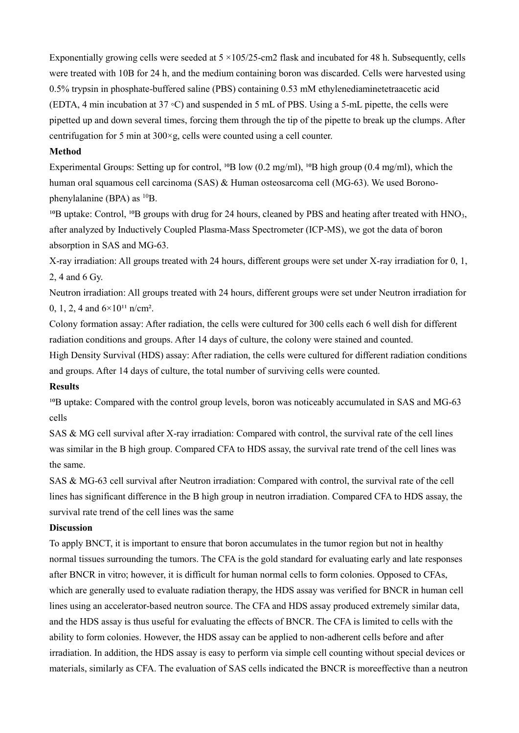Exponentially growing cells were seeded at 5 ×105/25-cm2 flask and incubated for 48 h. Subsequently, cells were treated with 10B for 24 h, and the medium containing boron was discarded. Cells were harvested using 0.5% trypsin in phosphate-buffered saline (PBS) containing 0.53 mM ethylenediaminetetraacetic acid (EDTA, 4 min incubation at 37 ◦C) and suspended in 5 mL of PBS. Using a 5-mL pipette, the cells were pipetted up and down several times, forcing them through the tip of the pipette to break up the clumps. After centrifugation for 5 min at 300×g, cells were counted using a cell counter.

**Method**

Experimental Groups: Setting up for control, $^{10}$B low (0.2 mg/ml), $^{10}$B high group (0.4 mg/ml), which the human oral squamous cell carcinoma (SAS) & Human osteosarcoma cell (MG-63). We used Borono-phenylalanine (BPA) as $^{10}$B.

$^{10}$B uptake: Control, $^{10}$B groups with drug for 24 hours, cleaned by PBS and heating after treated with $HNO_3$, after analyzed by Inductively Coupled Plasma-Mass Spectrometer (ICP-MS), we got the data of boron absorption in SAS and MG-63.

X-ray irradiation: All groups treated with 24 hours, different groups were set under X-ray irradiation for 0, 1, 2, 4 and 6 Gy.

Neutron irradiation: All groups treated with 24 hours, different groups were set under Neutron irradiation for 0, 1, 2, 4 and $6\times10^{11}$ n/cm².

Colony formation assay: After radiation, the cells were cultured for 300 cells each 6 well dish for different radiation conditions and groups. After 14 days of culture, the colony were stained and counted.

High Density Survival (HDS) assay: After radiation, the cells were cultured for different radiation conditions and groups. After 14 days of culture, the total number of surviving cells were counted.

**Results**

$^{10}$B uptake: Compared with the control group levels, boron was noticeably accumulated in SAS and MG-63 cells

SAS & MG cell survival after X-ray irradiation: Compared with control, the survival rate of the cell lines was similar in the B high group. Compared CFA to HDS assay, the survival rate trend of the cell lines was the same.

SAS & MG-63 cell survival after Neutron irradiation: Compared with control, the survival rate of the cell lines has significant difference in the B high group in neutron irradiation. Compared CFA to HDS assay, the survival rate trend of the cell lines was the same

**Discussion**

To apply BNCT, it is important to ensure that boron accumulates in the tumor region but not in healthy normal tissues surrounding the tumors. The CFA is the gold standard for evaluating early and late responses after BNCR in vitro; however, it is difficult for human normal cells to form colonies. Opposed to CFAs, which are generally used to evaluate radiation therapy, the HDS assay was verified for BNCR in human cell lines using an accelerator-based neutron source. The CFA and HDS assay produced extremely similar data, and the HDS assay is thus useful for evaluating the effects of BNCR. The CFA is limited to cells with the ability to form colonies. However, the HDS assay can be applied to non-adherent cells before and after irradiation. In addition, the HDS assay is easy to perform via simple cell counting without special devices or materials, similarly as CFA. The evaluation of SAS cells indicated the BNCR is moreeffective than a neutron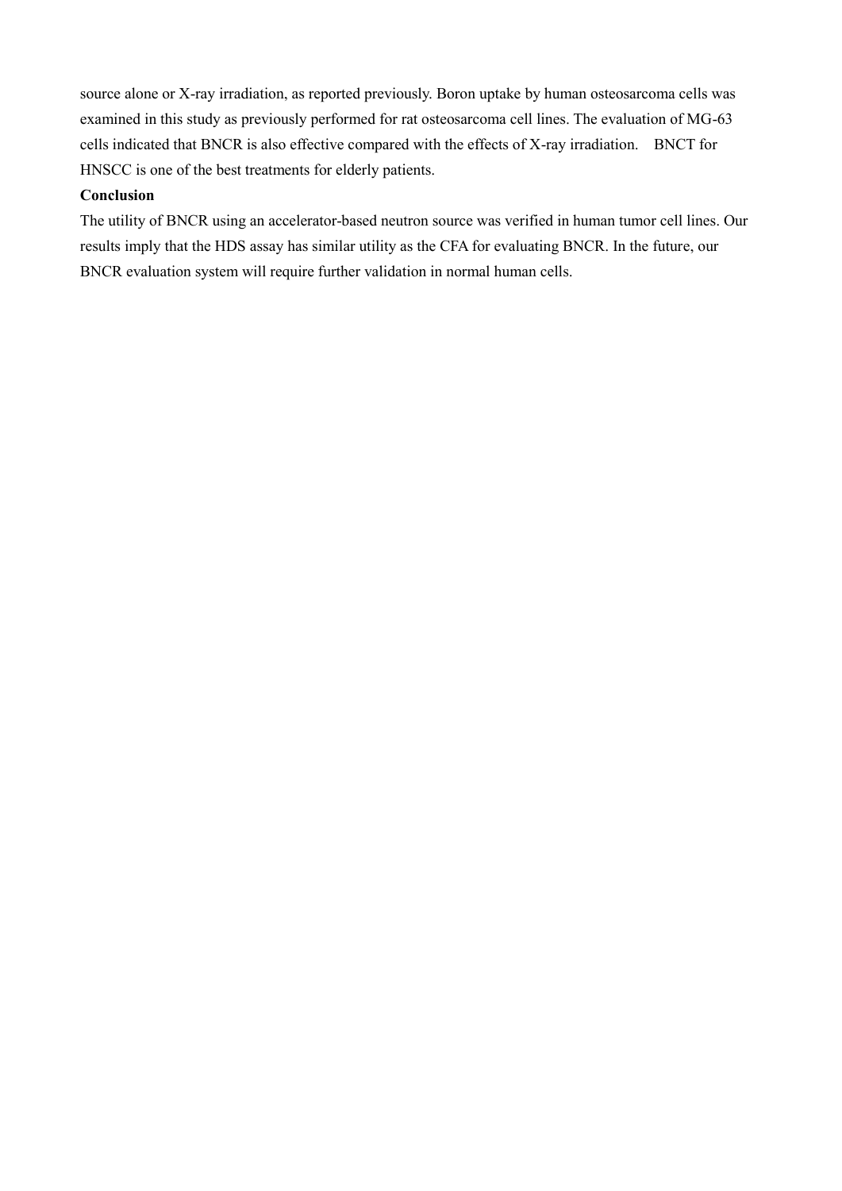source alone or X-ray irradiation, as reported previously. Boron uptake by human osteosarcoma cells was examined in this study as previously performed for rat osteosarcoma cell lines. The evaluation of MG-63 cells indicated that BNCR is also effective compared with the effects of X-ray irradiation. BNCT for HNSCC is one of the best treatments for elderly patients.

**Conclusion**

The utility of BNCR using an accelerator-based neutron source was verified in human tumor cell lines. Our results imply that the HDS assay has similar utility as the CFA for evaluating BNCR. In the future, our BNCR evaluation system will require further validation in normal human cells.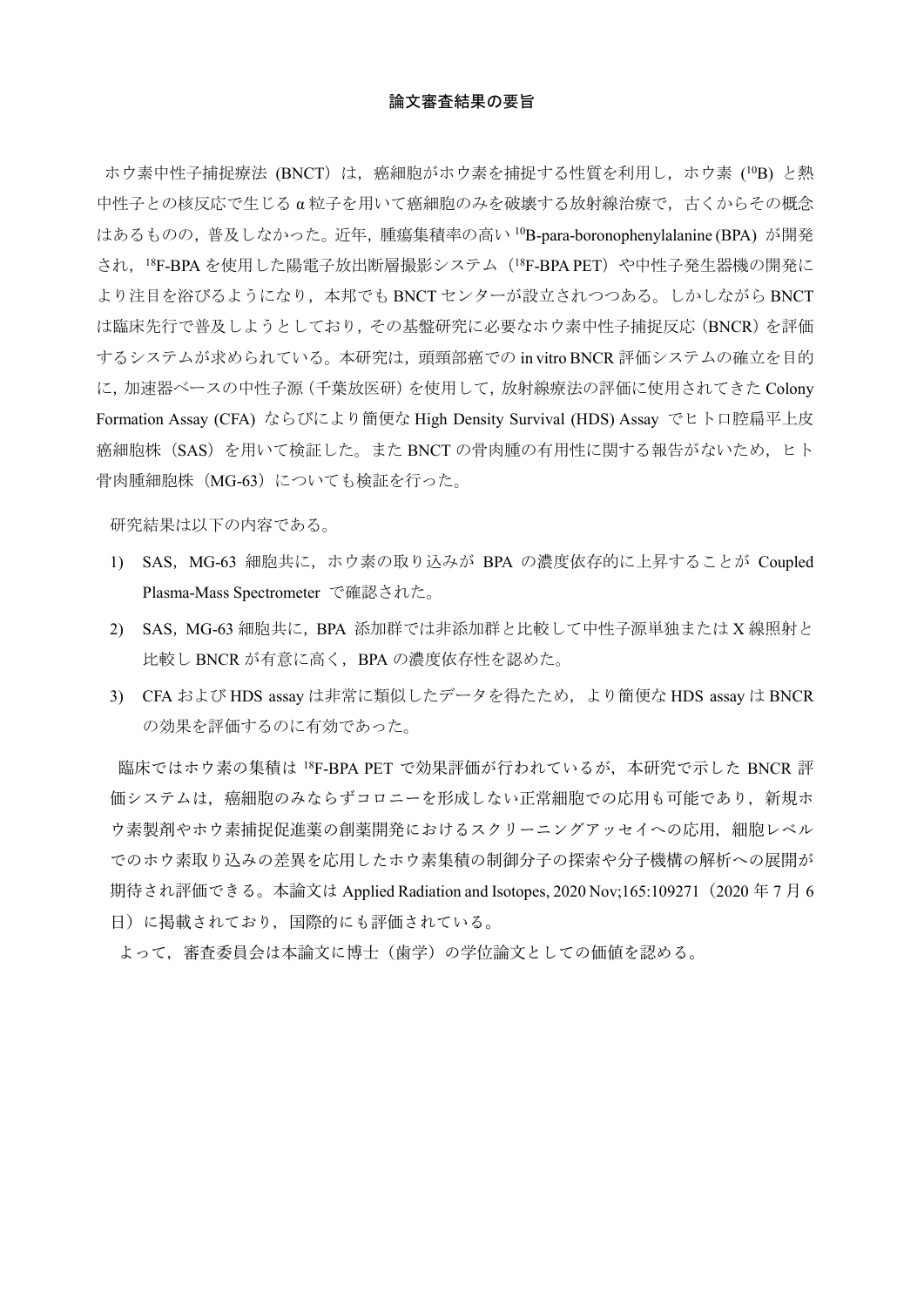## 論文審査結果の要旨

ホウ素中性子捕捉療法 (BNCT) は，癌細胞がホウ素を捕捉する性質を利用し，ホウ素 ($^{10}B$) と熱中性子との核反応で生じる α 粒子を用いて癌細胞のみを破壊する放射線治療で，古くからその概念はあるものの，普及しなかった。近年，腫瘍集積率の高い $^{10}B$-para-boronophenylalanine (BPA) が開発され，$^{18}F$-BPA を使用した陽電子放出断層撮影システム（$^{18}F$-BPA PET）や中性子発生器機の開発により注目を浴びるようになり，本邦でも BNCT センターが設立されつつある。しかしながら BNCT は臨床先行で普及しようとしており，その基盤研究に必要なホウ素中性子捕捉反応（BNCR）を評価するシステムが求められている。本研究は，頭頸部癌での in vitro BNCR 評価システムの確立を目的に，加速器ベースの中性子源（千葉放医研）を使用して，放射線療法の評価に使用されてきた Colony Formation Assay (CFA) ならびにより簡便な High Density Survival (HDS) Assay でヒト口腔扁平上皮癌細胞株（SAS）を用いて検証した。また BNCT の骨肉腫の有用性に関する報告がないため，ヒト骨肉腫細胞株（MG-63）についても検証を行った。

研究結果は以下の内容である。

1) SAS，MG-63 細胞共に，ホウ素の取り込みが BPA の濃度依存的に上昇することが Coupled Plasma-Mass Spectrometer で確認された。
2) SAS，MG-63 細胞共に，BPA 添加群では非添加群と比較して中性子源単独または X 線照射と比較し BNCR が有意に高く，BPA の濃度依存性を認めた。
3) CFA および HDS assay は非常に類似したデータを得たため，より簡便な HDS assay は BNCR の効果を評価するのに有効であった。

臨床ではホウ素の集積は $^{18}F$-BPA PET で効果評価が行われているが，本研究で示した BNCR 評価システムは，癌細胞のみならずコロニーを形成しない正常細胞での応用も可能であり，新規ホウ素製剤やホウ素捕捉促進薬の創薬開発におけるスクリーニングアッセイへの応用，細胞レベルでのホウ素取り込みの差異を応用したホウ素集積の制御分子の探索や分子機構の解析への展開が期待され評価できる。本論文は Applied Radiation and Isotopes, 2020 Nov;165:109271（2020 年 7 月 6 日）に掲載されており，国際的にも評価されている。

よって，審査委員会は本論文に博士（歯学）の学位論文としての価値を認める。